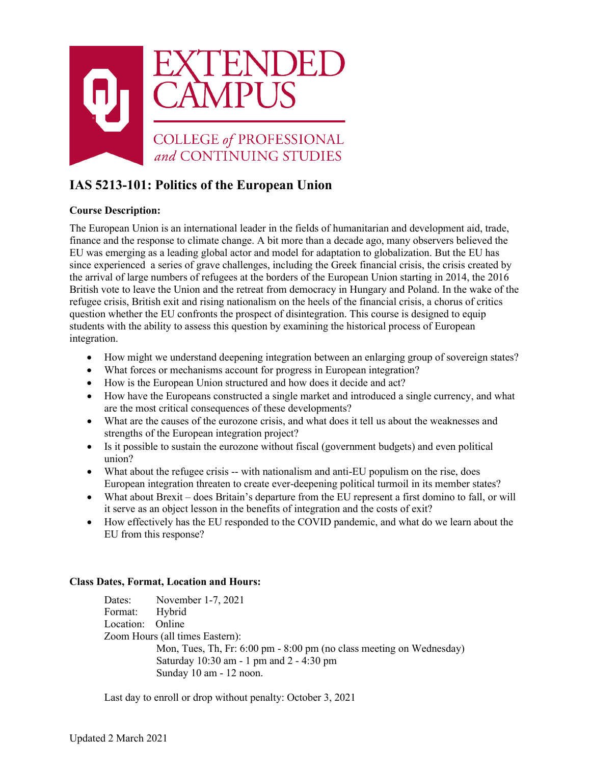EXTENDED CAMPUS

COLLEGE *of* PROFESSIONAL *and* CONTINUING STUDIES

# IAS 5213-101: Politics of the European Union

**Course Description:**

The European Union is an international leader in the fields of humanitarian and development aid, trade, finance and the response to climate change. A bit more than a decade ago, many observers believed the EU was emerging as a leading global actor and model for adaptation to globalization. But the EU has since experienced a series of grave challenges, including the Greek financial crisis, the crisis created by the arrival of large numbers of refugees at the borders of the European Union starting in 2014, the 2016 British vote to leave the Union and the retreat from democracy in Hungary and Poland. In the wake of the refugee crisis, British exit and rising nationalism on the heels of the financial crisis, a chorus of critics question whether the EU confronts the prospect of disintegration. This course is designed to equip students with the ability to assess this question by examining the historical process of European integration.

- How might we understand deepening integration between an enlarging group of sovereign states?
- What forces or mechanisms account for progress in European integration?
- How is the European Union structured and how does it decide and act?
- How have the Europeans constructed a single market and introduced a single currency, and what are the most critical consequences of these developments?
- What are the causes of the eurozone crisis, and what does it tell us about the weaknesses and strengths of the European integration project?
- Is it possible to sustain the eurozone without fiscal (government budgets) and even political union?
- What about the refugee crisis -- with nationalism and anti-EU populism on the rise, does European integration threaten to create ever-deepening political turmoil in its member states?
- What about Brexit – does Britain's departure from the EU represent a first domino to fall, or will it serve as an object lesson in the benefits of integration and the costs of exit?
- How effectively has the EU responded to the COVID pandemic, and what do we learn about the EU from this response?

**Class Dates, Format, Location and Hours:**

Dates: November 1-7, 2021
Format: Hybrid
Location: Online
Zoom Hours (all times Eastern):
Mon, Tues, Th, Fr: 6:00 pm - 8:00 pm (no class meeting on Wednesday)
Saturday 10:30 am - 1 pm and 2 - 4:30 pm
Sunday 10 am - 12 noon.

Last day to enroll or drop without penalty: October 3, 2021

Updated 2 March 2021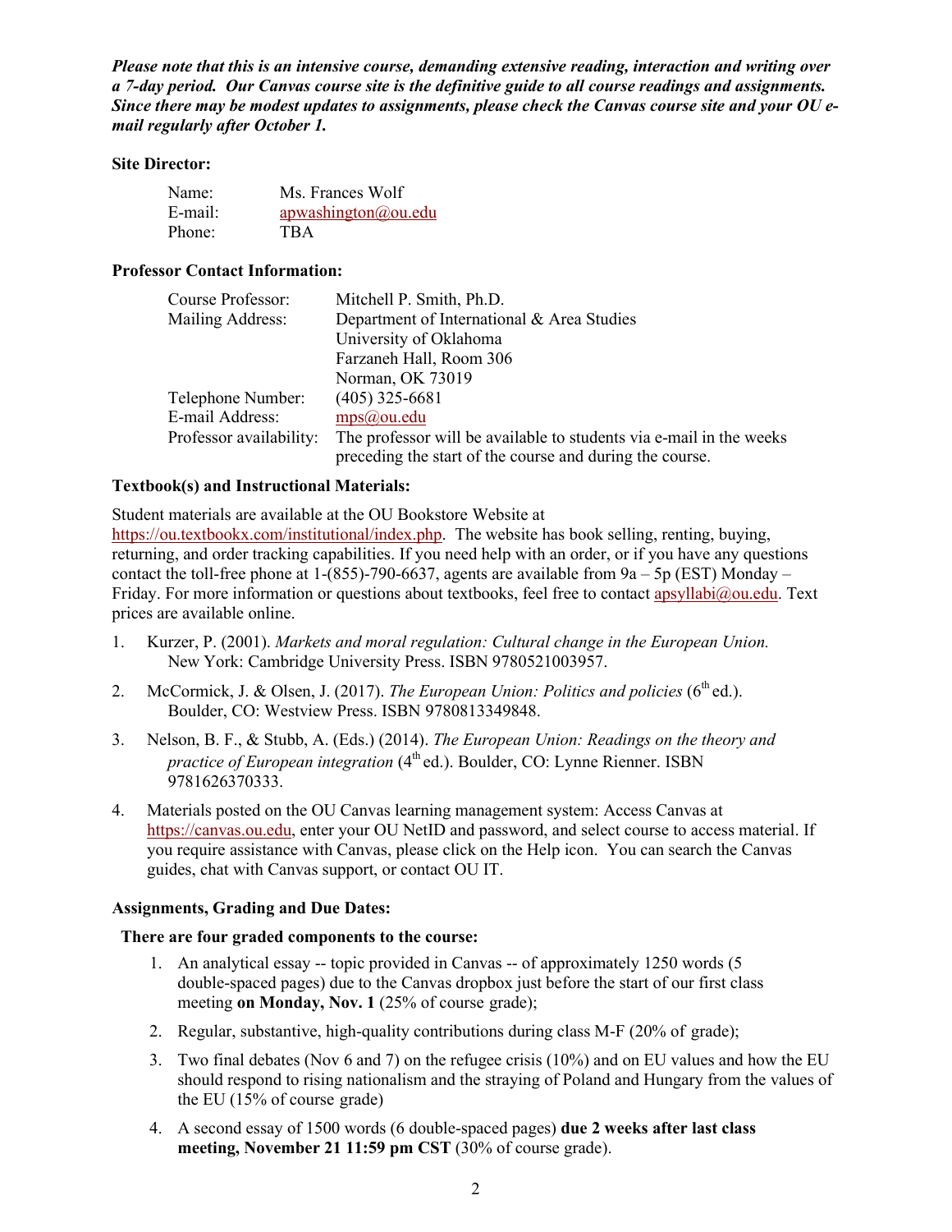***Please note that this is an intensive course, demanding extensive reading, interaction and writing over a 7-day period. Our Canvas course site is the definitive guide to all course readings and assignments. Since there may be modest updates to assignments, please check the Canvas course site and your OU e-mail regularly after October 1.***

**Site Director:**

| | |
|---|---|
| Name: | Ms. Frances Wolf |
| E-mail: | apwashington@ou.edu |
| Phone: | TBA |

**Professor Contact Information:**

| | |
|---|---|
| Course Professor: | Mitchell P. Smith, Ph.D. |
| Mailing Address: | Department of International & Area Studies<br>University of Oklahoma<br>Farzaneh Hall, Room 306<br>Norman, OK 73019 |
| Telephone Number: | (405) 325-6681 |
| E-mail Address: | mps@ou.edu |
| Professor availability: | The professor will be available to students via e-mail in the weeks preceding the start of the course and during the course. |

**Textbook(s) and Instructional Materials:**

Student materials are available at the OU Bookstore Website at https://ou.textbookx.com/institutional/index.php. The website has book selling, renting, buying, returning, and order tracking capabilities. If you need help with an order, or if you have any questions contact the toll-free phone at 1-(855)-790-6637, agents are available from 9a – 5p (EST) Monday – Friday. For more information or questions about textbooks, feel free to contact apsyllabi@ou.edu. Text prices are available online.

1. Kurzer, P. (2001). *Markets and moral regulation: Cultural change in the European Union.* New York: Cambridge University Press. ISBN 9780521003957.
2. McCormick, J. & Olsen, J. (2017). *The European Union: Politics and policies* (6th ed.). Boulder, CO: Westview Press. ISBN 9780813349848.
3. Nelson, B. F., & Stubb, A. (Eds.) (2014). *The European Union: Readings on the theory and practice of European integration* (4th ed.). Boulder, CO: Lynne Rienner. ISBN 9781626370333.
4. Materials posted on the OU Canvas learning management system: Access Canvas at https://canvas.ou.edu, enter your OU NetID and password, and select course to access material. If you require assistance with Canvas, please click on the Help icon. You can search the Canvas guides, chat with Canvas support, or contact OU IT.

**Assignments, Grading and Due Dates:**

**There are four graded components to the course:**

1. An analytical essay -- topic provided in Canvas -- of approximately 1250 words (5 double-spaced pages) due to the Canvas dropbox just before the start of our first class meeting **on Monday, Nov. 1** (25% of course grade);
2. Regular, substantive, high-quality contributions during class M-F (20% of grade);
3. Two final debates (Nov 6 and 7) on the refugee crisis (10%) and on EU values and how the EU should respond to rising nationalism and the straying of Poland and Hungary from the values of the EU (15% of course grade)
4. A second essay of 1500 words (6 double-spaced pages) **due 2 weeks after last class meeting, November 21 11:59 pm CST** (30% of course grade).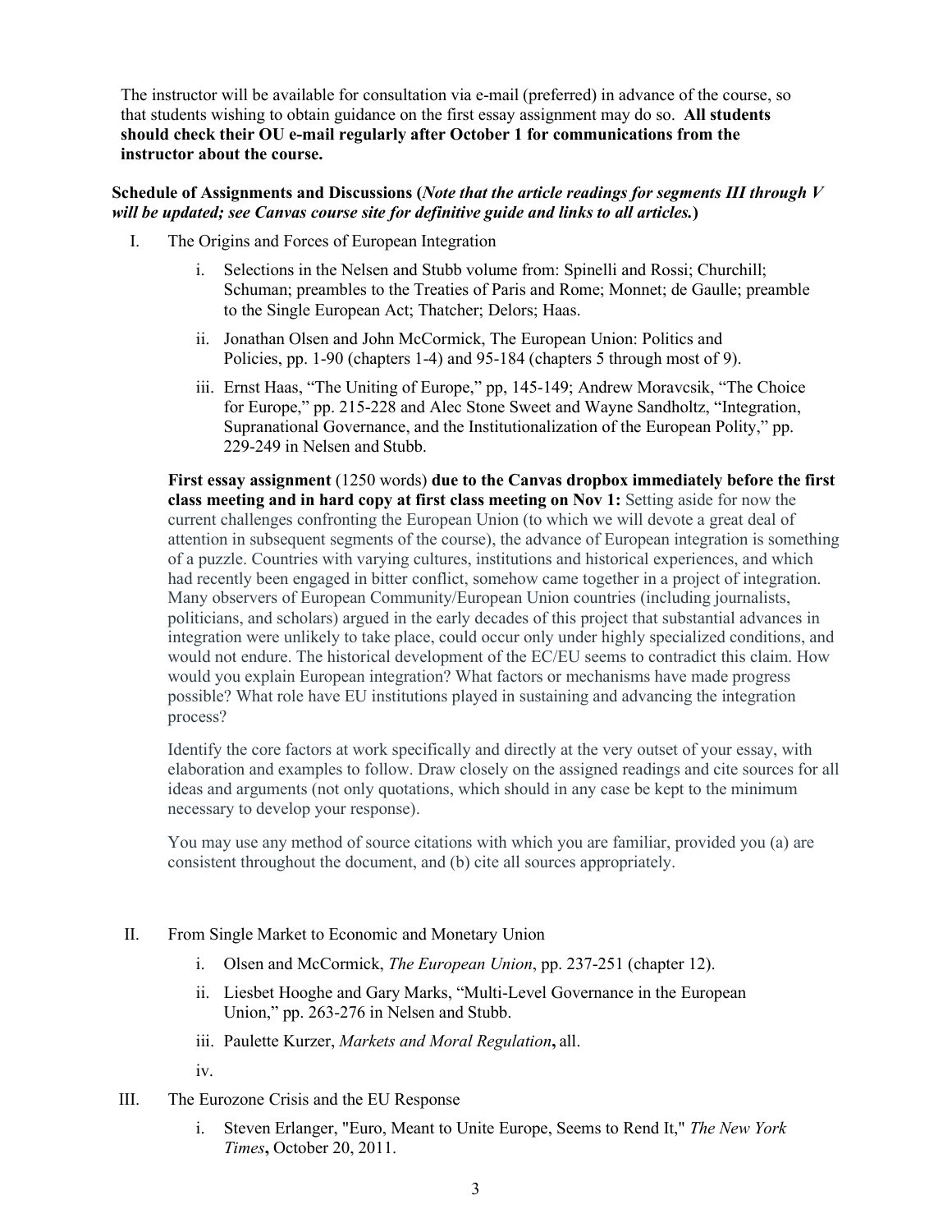The instructor will be available for consultation via e-mail (preferred) in advance of the course, so that students wishing to obtain guidance on the first essay assignment may do so. **All students should check their OU e-mail regularly after October 1 for communications from the instructor about the course.**

**Schedule of Assignments and Discussions (*Note that the article readings for segments III through V will be updated; see Canvas course site for definitive guide and links to all articles.*)**

I. The Origins and Forces of European Integration

   i. Selections in the Nelsen and Stubb volume from: Spinelli and Rossi; Churchill; Schuman; preambles to the Treaties of Paris and Rome; Monnet; de Gaulle; preamble to the Single European Act; Thatcher; Delors; Haas.

   ii. Jonathan Olsen and John McCormick, The European Union: Politics and Policies, pp. 1-90 (chapters 1-4) and 95-184 (chapters 5 through most of 9).

   iii. Ernst Haas, "The Uniting of Europe," pp, 145-149; Andrew Moravcsik, "The Choice for Europe," pp. 215-228 and Alec Stone Sweet and Wayne Sandholtz, "Integration, Supranational Governance, and the Institutionalization of the European Polity," pp. 229-249 in Nelsen and Stubb.

   **First essay assignment** (1250 words) **due to the Canvas dropbox immediately before the first class meeting and in hard copy at first class meeting on Nov 1:** Setting aside for now the current challenges confronting the European Union (to which we will devote a great deal of attention in subsequent segments of the course), the advance of European integration is something of a puzzle. Countries with varying cultures, institutions and historical experiences, and which had recently been engaged in bitter conflict, somehow came together in a project of integration. Many observers of European Community/European Union countries (including journalists, politicians, and scholars) argued in the early decades of this project that substantial advances in integration were unlikely to take place, could occur only under highly specialized conditions, and would not endure. The historical development of the EC/EU seems to contradict this claim. How would you explain European integration? What factors or mechanisms have made progress possible? What role have EU institutions played in sustaining and advancing the integration process?

   Identify the core factors at work specifically and directly at the very outset of your essay, with elaboration and examples to follow. Draw closely on the assigned readings and cite sources for all ideas and arguments (not only quotations, which should in any case be kept to the minimum necessary to develop your response).

   You may use any method of source citations with which you are familiar, provided you (a) are consistent throughout the document, and (b) cite all sources appropriately.

II. From Single Market to Economic and Monetary Union

   i. Olsen and McCormick, *The European Union*, pp. 237-251 (chapter 12).

   ii. Liesbet Hooghe and Gary Marks, "Multi-Level Governance in the European Union," pp. 263-276 in Nelsen and Stubb.

   iii. Paulette Kurzer, *Markets and Moral Regulation***,** all.

   iv.

III. The Eurozone Crisis and the EU Response

   i. Steven Erlanger, "Euro, Meant to Unite Europe, Seems to Rend It," *The New York Times***,** October 20, 2011.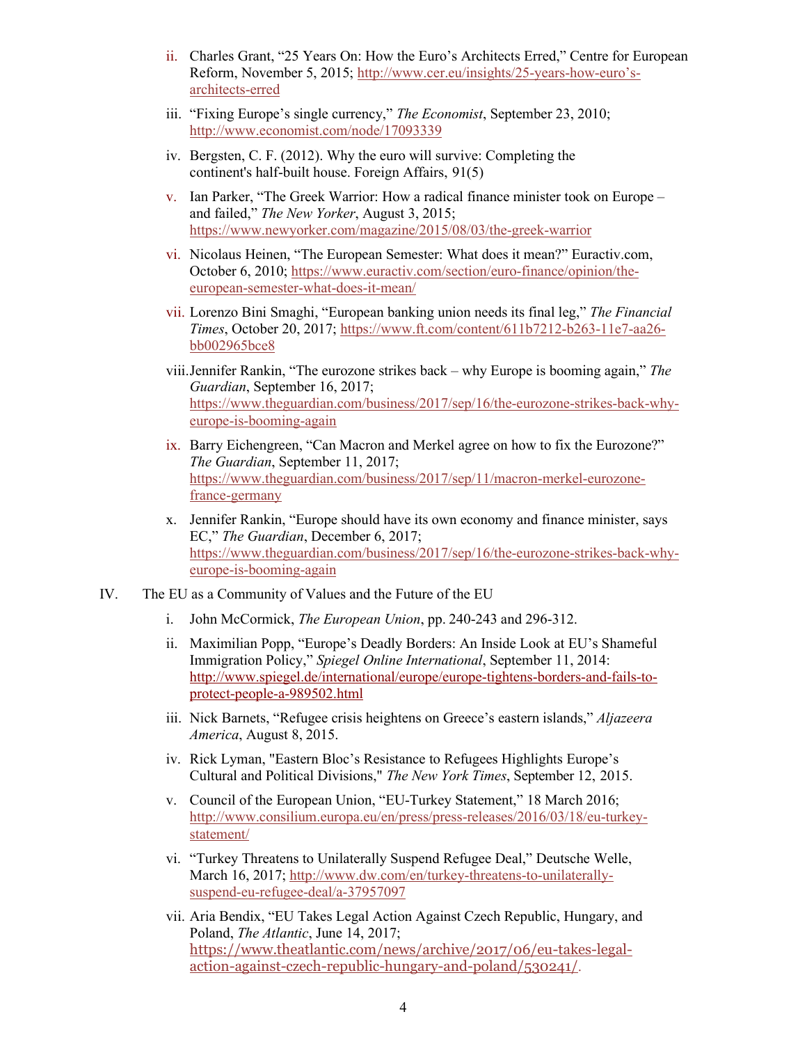ii. Charles Grant, "25 Years On: How the Euro's Architects Erred," Centre for European Reform, November 5, 2015; http://www.cer.eu/insights/25-years-how-euro's-architects-erred

iii. "Fixing Europe's single currency," *The Economist*, September 23, 2010; http://www.economist.com/node/17093339

iv. Bergsten, C. F. (2012). Why the euro will survive: Completing the continent's half-built house. Foreign Affairs, 91(5)

v. Ian Parker, "The Greek Warrior: How a radical finance minister took on Europe – and failed," *The New Yorker*, August 3, 2015; https://www.newyorker.com/magazine/2015/08/03/the-greek-warrior

vi. Nicolaus Heinen, "The European Semester: What does it mean?" Euractiv.com, October 6, 2010; https://www.euractiv.com/section/euro-finance/opinion/the-european-semester-what-does-it-mean/

vii. Lorenzo Bini Smaghi, "European banking union needs its final leg," *The Financial Times*, October 20, 2017; https://www.ft.com/content/611b7212-b263-11e7-aa26-bb002965bce8

viii. Jennifer Rankin, "The eurozone strikes back – why Europe is booming again," *The Guardian*, September 16, 2017; https://www.theguardian.com/business/2017/sep/16/the-eurozone-strikes-back-why-europe-is-booming-again

ix. Barry Eichengreen, "Can Macron and Merkel agree on how to fix the Eurozone?" *The Guardian*, September 11, 2017; https://www.theguardian.com/business/2017/sep/11/macron-merkel-eurozone-france-germany

x. Jennifer Rankin, "Europe should have its own economy and finance minister, says EC," *The Guardian*, December 6, 2017; https://www.theguardian.com/business/2017/sep/16/the-eurozone-strikes-back-why-europe-is-booming-again

IV. The EU as a Community of Values and the Future of the EU

i. John McCormick, *The European Union*, pp. 240-243 and 296-312.

ii. Maximilian Popp, "Europe's Deadly Borders: An Inside Look at EU's Shameful Immigration Policy," *Spiegel Online International*, September 11, 2014: http://www.spiegel.de/international/europe/europe-tightens-borders-and-fails-to-protect-people-a-989502.html

iii. Nick Barnets, "Refugee crisis heightens on Greece's eastern islands," *Aljazeera America*, August 8, 2015.

iv. Rick Lyman, "Eastern Bloc's Resistance to Refugees Highlights Europe's Cultural and Political Divisions," *The New York Times*, September 12, 2015.

v. Council of the European Union, "EU-Turkey Statement," 18 March 2016; http://www.consilium.europa.eu/en/press/press-releases/2016/03/18/eu-turkey-statement/

vi. "Turkey Threatens to Unilaterally Suspend Refugee Deal," Deutsche Welle, March 16, 2017; http://www.dw.com/en/turkey-threatens-to-unilaterally-suspend-eu-refugee-deal/a-37957097

vii. Aria Bendix, "EU Takes Legal Action Against Czech Republic, Hungary, and Poland, *The Atlantic*, June 14, 2017; https://www.theatlantic.com/news/archive/2017/06/eu-takes-legal-action-against-czech-republic-hungary-and-poland/530241/.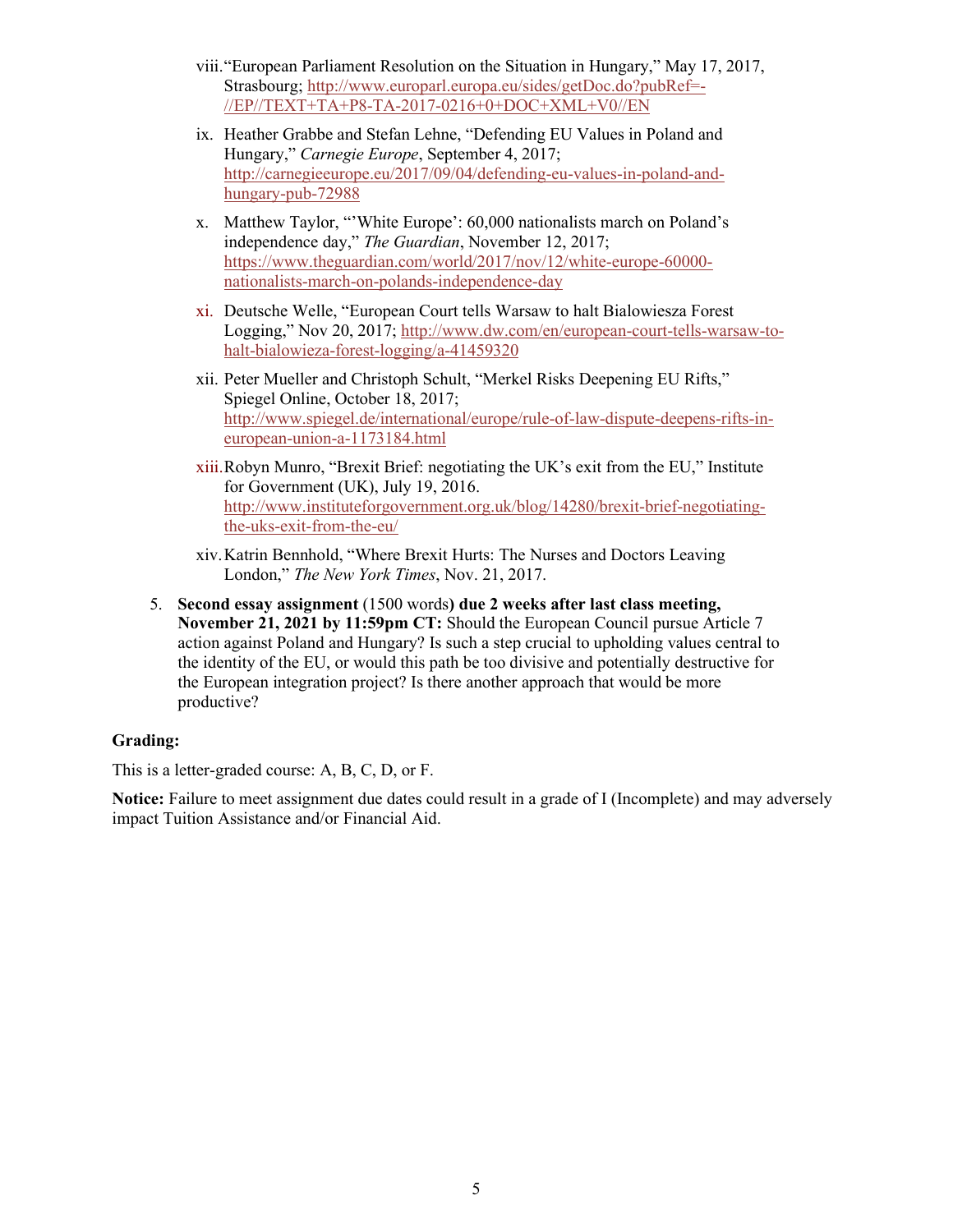viii. "European Parliament Resolution on the Situation in Hungary," May 17, 2017, Strasbourg; http://www.europarl.europa.eu/sides/getDoc.do?pubRef=-//EP//TEXT+TA+P8-TA-2017-0216+0+DOC+XML+V0//EN

ix. Heather Grabbe and Stefan Lehne, "Defending EU Values in Poland and Hungary," *Carnegie Europe*, September 4, 2017; http://carnegieeurope.eu/2017/09/04/defending-eu-values-in-poland-and-hungary-pub-72988

x. Matthew Taylor, "'White Europe': 60,000 nationalists march on Poland's independence day," *The Guardian*, November 12, 2017; https://www.theguardian.com/world/2017/nov/12/white-europe-60000-nationalists-march-on-polands-independence-day

xi. Deutsche Welle, "European Court tells Warsaw to halt Bialowiesza Forest Logging," Nov 20, 2017; http://www.dw.com/en/european-court-tells-warsaw-to-halt-bialowieza-forest-logging/a-41459320

xii. Peter Mueller and Christoph Schult, "Merkel Risks Deepening EU Rifts," Spiegel Online, October 18, 2017; http://www.spiegel.de/international/europe/rule-of-law-dispute-deepens-rifts-in-european-union-a-1173184.html

xiii. Robyn Munro, "Brexit Brief: negotiating the UK's exit from the EU," Institute for Government (UK), July 19, 2016. http://www.instituteforgovernment.org.uk/blog/14280/brexit-brief-negotiating-the-uks-exit-from-the-eu/

xiv. Katrin Bennhold, "Where Brexit Hurts: The Nurses and Doctors Leaving London," *The New York Times*, Nov. 21, 2017.

5. **Second essay assignment** (1500 words**) due 2 weeks after last class meeting, November 21, 2021 by 11:59pm CT:** Should the European Council pursue Article 7 action against Poland and Hungary? Is such a step crucial to upholding values central to the identity of the EU, or would this path be too divisive and potentially destructive for the European integration project? Is there another approach that would be more productive?

**Grading:**

This is a letter-graded course: A, B, C, D, or F.

**Notice:** Failure to meet assignment due dates could result in a grade of I (Incomplete) and may adversely impact Tuition Assistance and/or Financial Aid.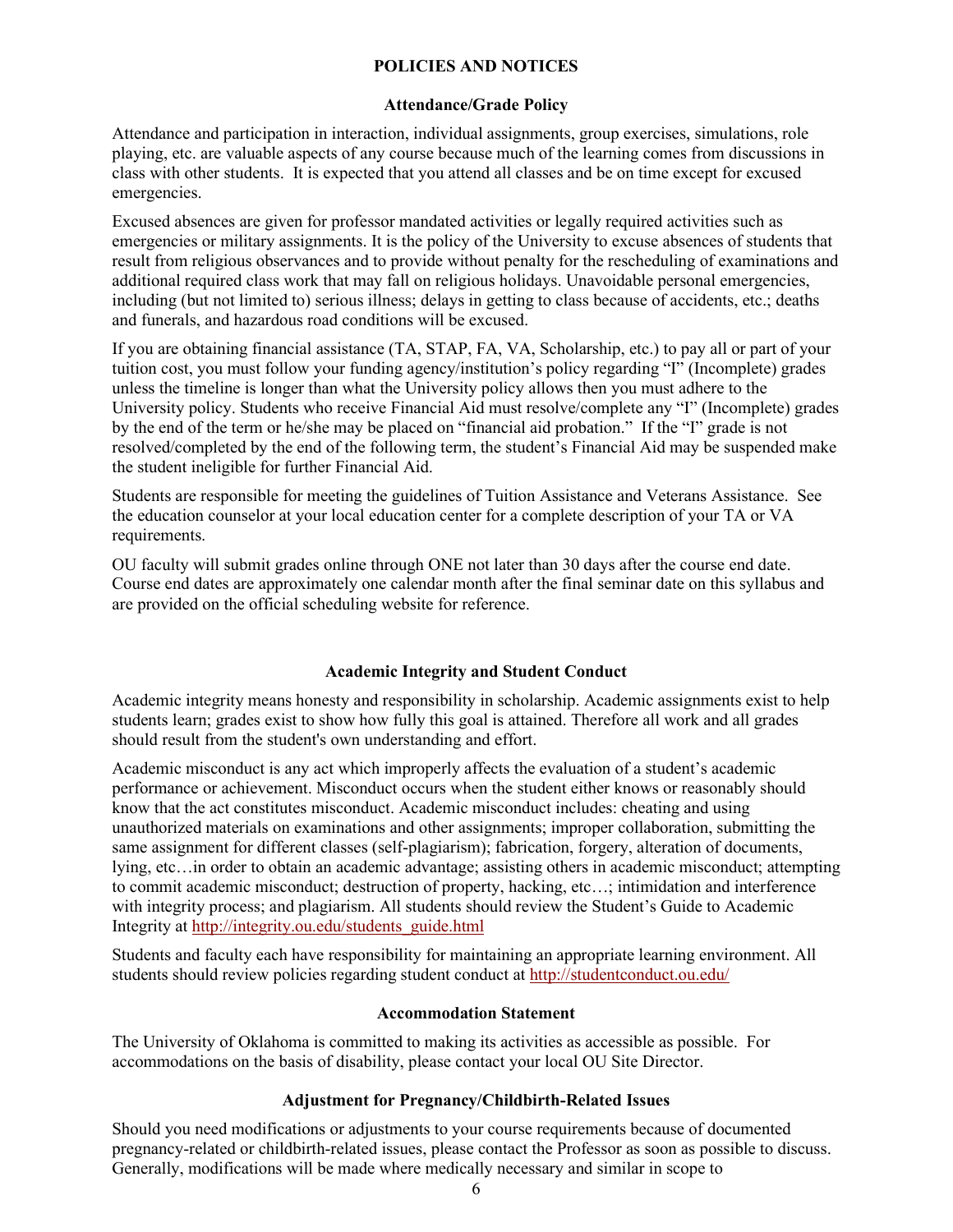## POLICIES AND NOTICES

### Attendance/Grade Policy

Attendance and participation in interaction, individual assignments, group exercises, simulations, role playing, etc. are valuable aspects of any course because much of the learning comes from discussions in class with other students. It is expected that you attend all classes and be on time except for excused emergencies.

Excused absences are given for professor mandated activities or legally required activities such as emergencies or military assignments. It is the policy of the University to excuse absences of students that result from religious observances and to provide without penalty for the rescheduling of examinations and additional required class work that may fall on religious holidays. Unavoidable personal emergencies, including (but not limited to) serious illness; delays in getting to class because of accidents, etc.; deaths and funerals, and hazardous road conditions will be excused.

If you are obtaining financial assistance (TA, STAP, FA, VA, Scholarship, etc.) to pay all or part of your tuition cost, you must follow your funding agency/institution's policy regarding "I" (Incomplete) grades unless the timeline is longer than what the University policy allows then you must adhere to the University policy. Students who receive Financial Aid must resolve/complete any "I" (Incomplete) grades by the end of the term or he/she may be placed on "financial aid probation." If the "I" grade is not resolved/completed by the end of the following term, the student's Financial Aid may be suspended make the student ineligible for further Financial Aid.

Students are responsible for meeting the guidelines of Tuition Assistance and Veterans Assistance. See the education counselor at your local education center for a complete description of your TA or VA requirements.

OU faculty will submit grades online through ONE not later than 30 days after the course end date. Course end dates are approximately one calendar month after the final seminar date on this syllabus and are provided on the official scheduling website for reference.

### Academic Integrity and Student Conduct

Academic integrity means honesty and responsibility in scholarship. Academic assignments exist to help students learn; grades exist to show how fully this goal is attained. Therefore all work and all grades should result from the student's own understanding and effort.

Academic misconduct is any act which improperly affects the evaluation of a student's academic performance or achievement. Misconduct occurs when the student either knows or reasonably should know that the act constitutes misconduct. Academic misconduct includes: cheating and using unauthorized materials on examinations and other assignments; improper collaboration, submitting the same assignment for different classes (self-plagiarism); fabrication, forgery, alteration of documents, lying, etc…in order to obtain an academic advantage; assisting others in academic misconduct; attempting to commit academic misconduct; destruction of property, hacking, etc…; intimidation and interference with integrity process; and plagiarism. All students should review the Student's Guide to Academic Integrity at http://integrity.ou.edu/students_guide.html

Students and faculty each have responsibility for maintaining an appropriate learning environment. All students should review policies regarding student conduct at http://studentconduct.ou.edu/

### Accommodation Statement

The University of Oklahoma is committed to making its activities as accessible as possible. For accommodations on the basis of disability, please contact your local OU Site Director.

### Adjustment for Pregnancy/Childbirth-Related Issues

Should you need modifications or adjustments to your course requirements because of documented pregnancy-related or childbirth-related issues, please contact the Professor as soon as possible to discuss. Generally, modifications will be made where medically necessary and similar in scope to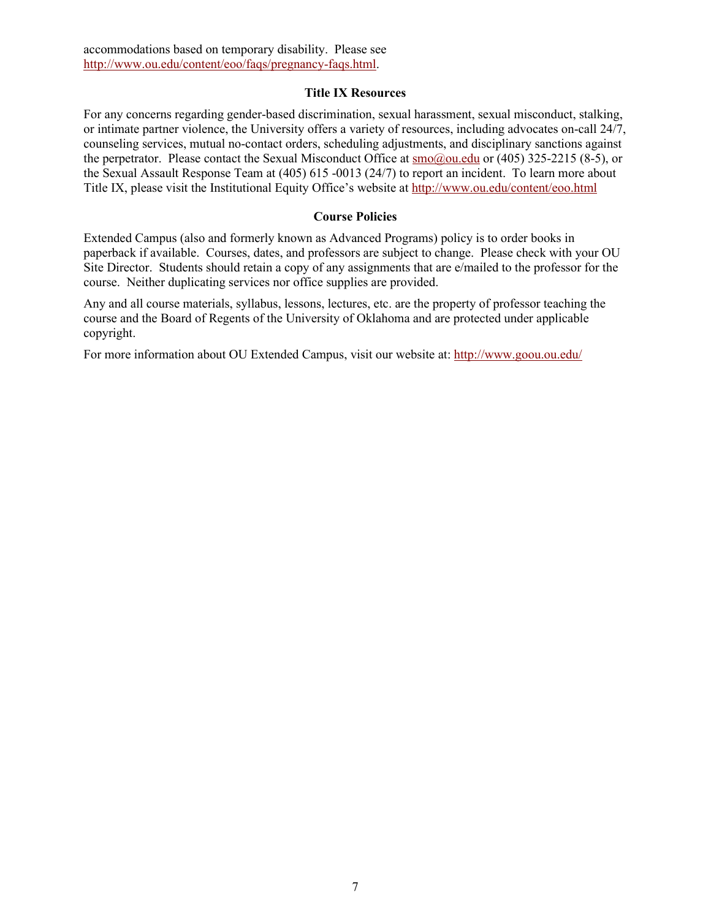accommodations based on temporary disability. Please see http://www.ou.edu/content/eoo/faqs/pregnancy-faqs.html.

### Title IX Resources

For any concerns regarding gender-based discrimination, sexual harassment, sexual misconduct, stalking, or intimate partner violence, the University offers a variety of resources, including advocates on-call 24/7, counseling services, mutual no-contact orders, scheduling adjustments, and disciplinary sanctions against the perpetrator. Please contact the Sexual Misconduct Office at smo@ou.edu or (405) 325-2215 (8-5), or the Sexual Assault Response Team at (405) 615 -0013 (24/7) to report an incident. To learn more about Title IX, please visit the Institutional Equity Office's website at http://www.ou.edu/content/eoo.html

### Course Policies

Extended Campus (also and formerly known as Advanced Programs) policy is to order books in paperback if available. Courses, dates, and professors are subject to change. Please check with your OU Site Director. Students should retain a copy of any assignments that are e/mailed to the professor for the course. Neither duplicating services nor office supplies are provided.

Any and all course materials, syllabus, lessons, lectures, etc. are the property of professor teaching the course and the Board of Regents of the University of Oklahoma and are protected under applicable copyright.

For more information about OU Extended Campus, visit our website at: http://www.goou.ou.edu/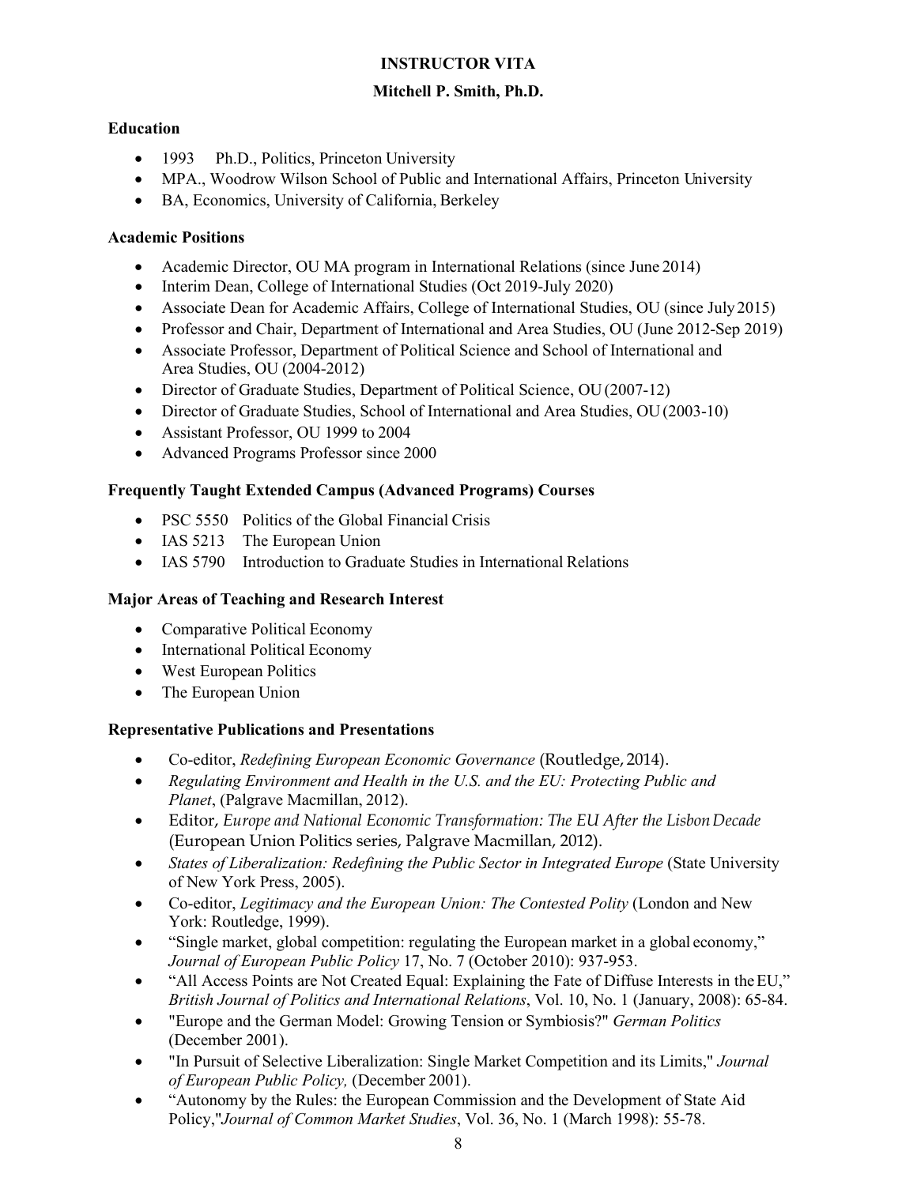# INSTRUCTOR VITA

## Mitchell P. Smith, Ph.D.

### Education

- 1993 Ph.D., Politics, Princeton University
- MPA., Woodrow Wilson School of Public and International Affairs, Princeton University
- BA, Economics, University of California, Berkeley

### Academic Positions

- Academic Director, OU MA program in International Relations (since June 2014)
- Interim Dean, College of International Studies (Oct 2019-July 2020)
- Associate Dean for Academic Affairs, College of International Studies, OU (since July 2015)
- Professor and Chair, Department of International and Area Studies, OU (June 2012-Sep 2019)
- Associate Professor, Department of Political Science and School of International and Area Studies, OU (2004-2012)
- Director of Graduate Studies, Department of Political Science, OU (2007-12)
- Director of Graduate Studies, School of International and Area Studies, OU (2003-10)
- Assistant Professor, OU 1999 to 2004
- Advanced Programs Professor since 2000

### Frequently Taught Extended Campus (Advanced Programs) Courses

- PSC 5550 Politics of the Global Financial Crisis
- IAS 5213 The European Union
- IAS 5790 Introduction to Graduate Studies in International Relations

### Major Areas of Teaching and Research Interest

- Comparative Political Economy
- International Political Economy
- West European Politics
- The European Union

### Representative Publications and Presentations

- Co-editor, *Redefining European Economic Governance* (Routledge, 2014).
- *Regulating Environment and Health in the U.S. and the EU: Protecting Public and Planet*, (Palgrave Macmillan, 2012).
- Editor, *Europe and National Economic Transformation: The EU After the Lisbon Decade* (European Union Politics series, Palgrave Macmillan, 2012).
- *States of Liberalization: Redefining the Public Sector in Integrated Europe* (State University of New York Press, 2005).
- Co-editor, *Legitimacy and the European Union: The Contested Polity* (London and New York: Routledge, 1999).
- "Single market, global competition: regulating the European market in a global economy," *Journal of European Public Policy* 17, No. 7 (October 2010): 937-953.
- "All Access Points are Not Created Equal: Explaining the Fate of Diffuse Interests in the EU," *British Journal of Politics and International Relations*, Vol. 10, No. 1 (January, 2008): 65-84.
- "Europe and the German Model: Growing Tension or Symbiosis?" *German Politics* (December 2001).
- "In Pursuit of Selective Liberalization: Single Market Competition and its Limits," *Journal of European Public Policy,* (December 2001).
- "Autonomy by the Rules: the European Commission and the Development of State Aid Policy,"*Journal of Common Market Studies*, Vol. 36, No. 1 (March 1998): 55-78.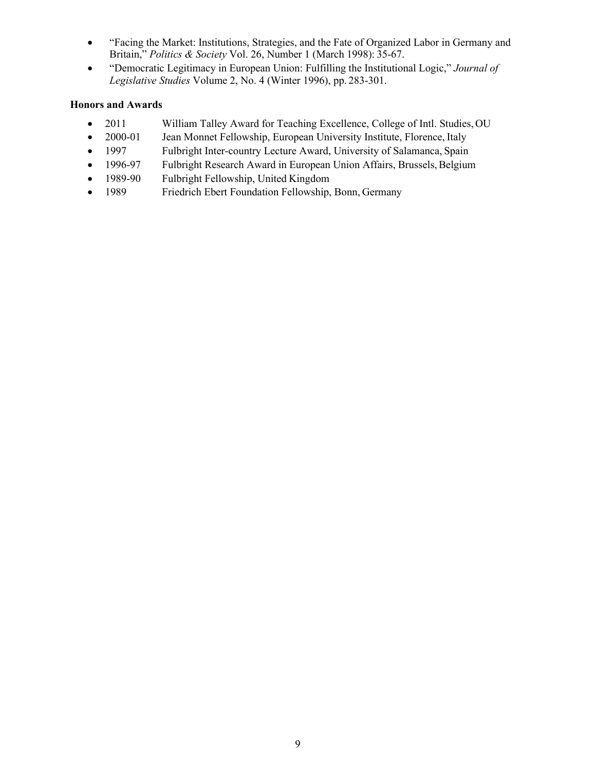- "Facing the Market: Institutions, Strategies, and the Fate of Organized Labor in Germany and Britain," *Politics & Society* Vol. 26, Number 1 (March 1998): 35-67.
- "Democratic Legitimacy in European Union: Fulfilling the Institutional Logic," *Journal of Legislative Studies* Volume 2, No. 4 (Winter 1996), pp. 283-301.

**Honors and Awards**

- 2011 William Talley Award for Teaching Excellence, College of Intl. Studies, OU
- 2000-01 Jean Monnet Fellowship, European University Institute, Florence, Italy
- 1997 Fulbright Inter-country Lecture Award, University of Salamanca, Spain
- 1996-97 Fulbright Research Award in European Union Affairs, Brussels, Belgium
- 1989-90 Fulbright Fellowship, United Kingdom
- 1989 Friedrich Ebert Foundation Fellowship, Bonn, Germany